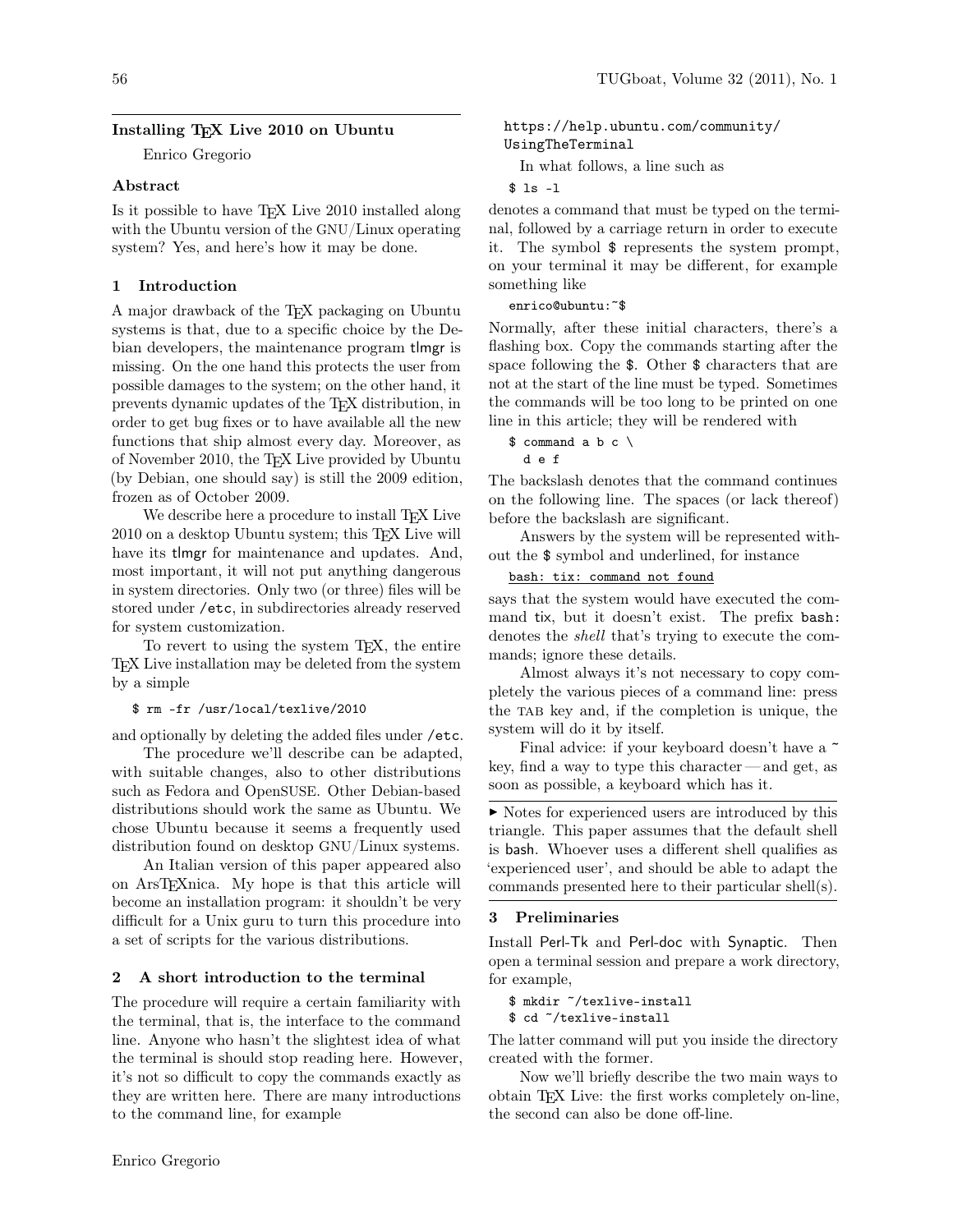# Installing TEX Live 2010 on Ubuntu

Enrico Gregorio

## Abstract

Is it possible to have TEX Live 2010 installed along with the Ubuntu version of the GNU/Linux operating system? Yes, and here's how it may be done.

## 1 Introduction

A major drawback of the TEX packaging on Ubuntu systems is that, due to a specific choice by the Debian developers, the maintenance program tlmgr is missing. On the one hand this protects the user from possible damages to the system; on the other hand, it prevents dynamic updates of the TEX distribution, in order to get bug fixes or to have available all the new functions that ship almost every day. Moreover, as of November 2010, the TEX Live provided by Ubuntu (by Debian, one should say) is still the 2009 edition, frozen as of October 2009.

We describe here a procedure to install TEX Live 2010 on a desktop Ubuntu system; this TEX Live will have its tlmgr for maintenance and updates. And, most important, it will not put anything dangerous in system directories. Only two (or three) files will be stored under /etc, in subdirectories already reserved for system customization.

To revert to using the system TEX, the entire TEX Live installation may be deleted from the system by a simple

```
$ rm -fr /usr/local/texlive/2010
```

and optionally by deleting the added files under /etc.

The procedure we'll describe can be adapted, with suitable changes, also to other distributions such as Fedora and OpenSUSE. Other Debian-based distributions should work the same as Ubuntu. We chose Ubuntu because it seems a frequently used distribution found on desktop GNU/Linux systems.

An Italian version of this paper appeared also on ArsTEXnica. My hope is that this article will become an installation program: it shouldn't be very difficult for a Unix guru to turn this procedure into a set of scripts for the various distributions.

## 2 A short introduction to the terminal

The procedure will require a certain familiarity with the terminal, that is, the interface to the command line. Anyone who hasn't the slightest idea of what the terminal is should stop reading here. However, it's not so difficult to copy the commands exactly as they are written here. There are many introductions to the command line, for example

https://help.ubuntu.com/community/UsingTheTerminal

In what follows, a line such as

```
$ ls -l
```

denotes a command that must be typed on the terminal, followed by a carriage return in order to execute it. The symbol $ represents the system prompt, on your terminal it may be different, for example something like

```
enrico@ubuntu:~$
```

Normally, after these initial characters, there's a flashing box. Copy the commands starting after the space following the $. Other $ characters that are not at the start of the line must be typed. Sometimes the commands will be too long to be printed on one line in this article; they will be rendered with

```
$ command a b c \
  d e f
```

The backslash denotes that the command continues on the following line. The spaces (or lack thereof) before the backslash are significant.

Answers by the system will be represented without the $ symbol and underlined, for instance

```
bash: tix: command not found
```

says that the system would have executed the command tix, but it doesn't exist. The prefix bash: denotes the *shell* that's trying to execute the commands; ignore these details.

Almost always it's not necessary to copy completely the various pieces of a command line: press the TAB key and, if the completion is unique, the system will do it by itself.

Final advice: if your keyboard doesn't have a ~ key, find a way to type this character — and get, as soon as possible, a keyboard which has it.

---

► Notes for experienced users are introduced by this triangle. This paper assumes that the default shell is bash. Whoever uses a different shell qualifies as 'experienced user', and should be able to adapt the commands presented here to their particular shell(s).

---

## 3 Preliminaries

Install Perl-Tk and Perl-doc with Synaptic. Then open a terminal session and prepare a work directory, for example,

```
$ mkdir ~/texlive-install
$ cd ~/texlive-install
```

The latter command will put you inside the directory created with the former.

Now we'll briefly describe the two main ways to obtain TEX Live: the first works completely on-line, the second can also be done off-line.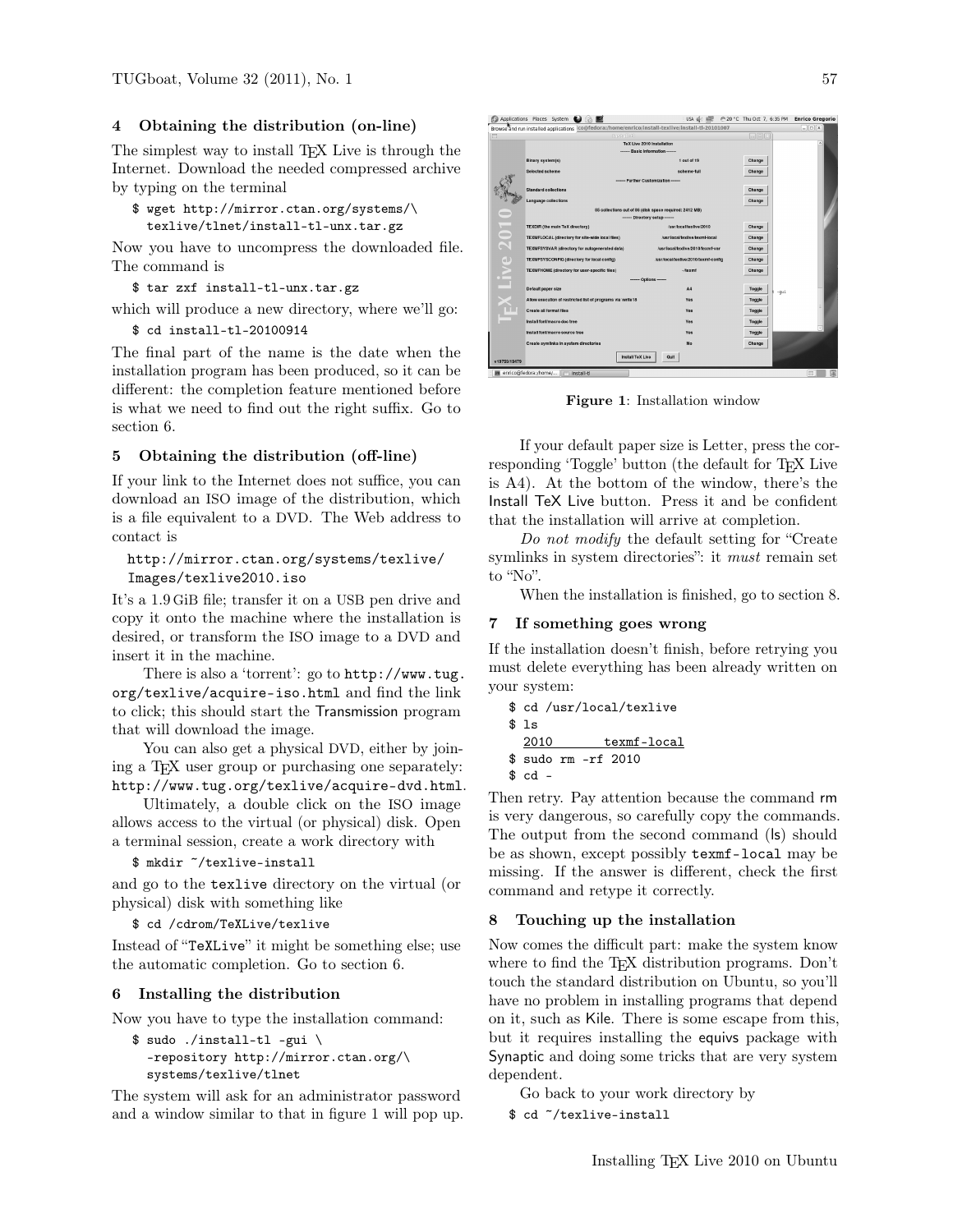## 4 Obtaining the distribution (on-line)

The simplest way to install TEX Live is through the Internet. Download the needed compressed archive by typing on the terminal

```
$ wget http://mirror.ctan.org/systems/\
  texlive/tlnet/install-tl-unx.tar.gz
```

Now you have to uncompress the downloaded file. The command is

```
$ tar zxf install-tl-unx.tar.gz
```

which will produce a new directory, where we'll go:

```
$ cd install-tl-20100914
```

The final part of the name is the date when the installation program has been produced, so it can be different: the completion feature mentioned before is what we need to find out the right suffix. Go to section 6.

## 5 Obtaining the distribution (off-line)

If your link to the Internet does not suffice, you can download an ISO image of the distribution, which is a file equivalent to a DVD. The Web address to contact is

```
http://mirror.ctan.org/systems/texlive/
Images/texlive2010.iso
```

It's a 1.9 GiB file; transfer it on a USB pen drive and copy it onto the machine where the installation is desired, or transform the ISO image to a DVD and insert it in the machine.

There is also a 'torrent': go to `http://www.tug.org/texlive/acquire-iso.html` and find the link to click; this should start the Transmission program that will download the image.

You can also get a physical DVD, either by joining a TEX user group or purchasing one separately: `http://www.tug.org/texlive/acquire-dvd.html`.

Ultimately, a double click on the ISO image allows access to the virtual (or physical) disk. Open a terminal session, create a work directory with

```
$ mkdir ~/texlive-install
```

and go to the `texlive` directory on the virtual (or physical) disk with something like

```
$ cd /cdrom/TeXLive/texlive
```

Instead of "`TeXLive`" it might be something else; use the automatic completion. Go to section 6.

## 6 Installing the distribution

Now you have to type the installation command:

```
$ sudo ./install-tl -gui \
  -repository http://mirror.ctan.org/\
  systems/texlive/tlnet
```

The system will ask for an administrator password and a window similar to that in figure 1 will pop up.

**Figure 1**: Installation window

If your default paper size is Letter, press the corresponding 'Toggle' button (the default for TEX Live is A4). At the bottom of the window, there's the Install TeX Live button. Press it and be confident that the installation will arrive at completion.

*Do not modify* the default setting for "Create symlinks in system directories": it *must* remain set to "No".

When the installation is finished, go to section 8.

## 7 If something goes wrong

If the installation doesn't finish, before retrying you must delete everything has been already written on your system:

```
$ cd /usr/local/texlive
$ ls
  2010        texmf-local
$ sudo rm -rf 2010
$ cd -
```

Then retry. Pay attention because the command rm is very dangerous, so carefully copy the commands. The output from the second command (ls) should be as shown, except possibly `texmf-local` may be missing. If the answer is different, check the first command and retype it correctly.

## 8 Touching up the installation

Now comes the difficult part: make the system know where to find the TEX distribution programs. Don't touch the standard distribution on Ubuntu, so you'll have no problem in installing programs that depend on it, such as Kile. There is some escape from this, but it requires installing the equivs package with Synaptic and doing some tricks that are very system dependent.

Go back to your work directory by

```
$ cd ~/texlive-install
```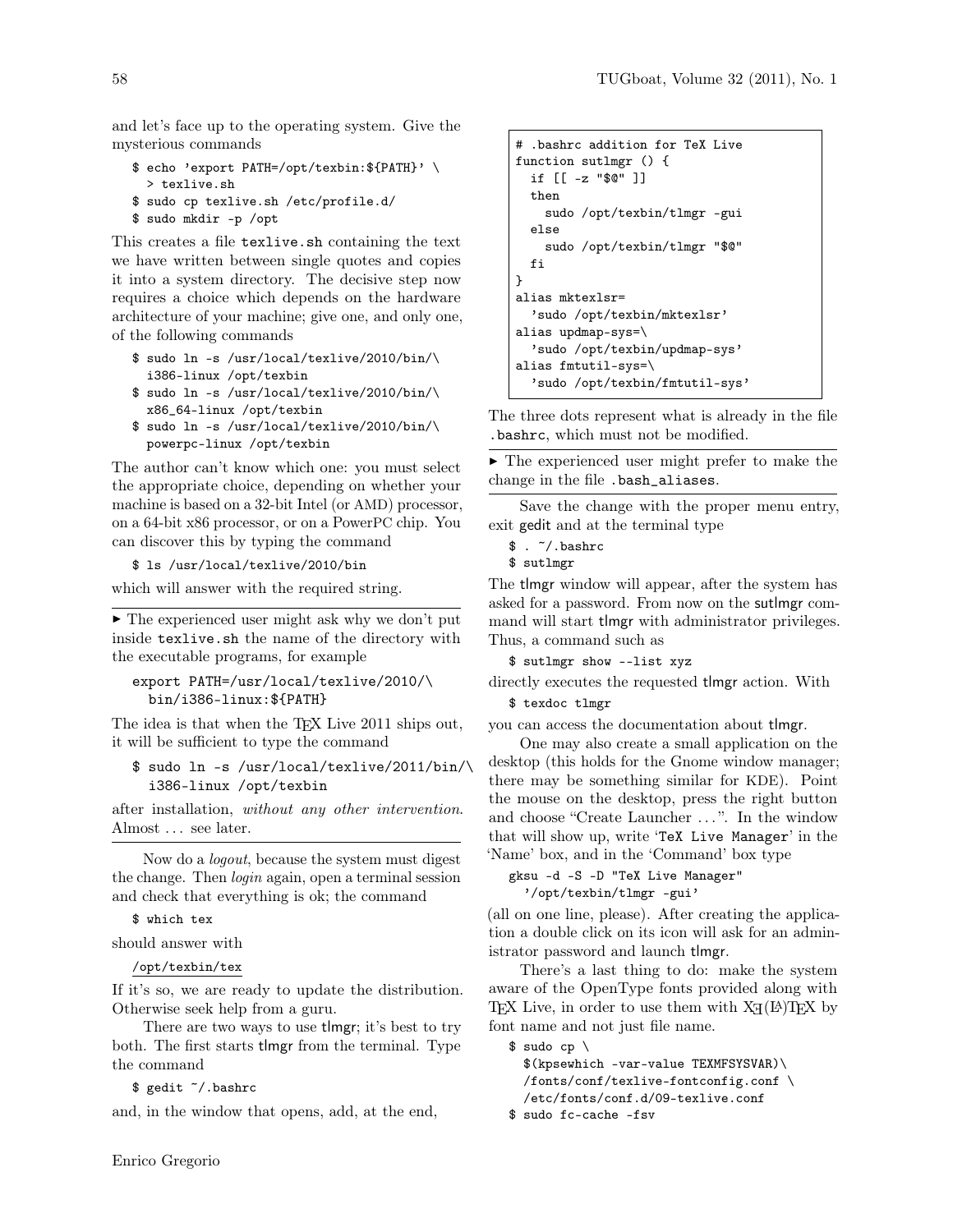and let's face up to the operating system. Give the mysterious commands

```
$ echo 'export PATH=/opt/texbin:${PATH}' \
  > texlive.sh
$ sudo cp texlive.sh /etc/profile.d/
$ sudo mkdir -p /opt
```

This creates a file `texlive.sh` containing the text we have written between single quotes and copies it into a system directory. The decisive step now requires a choice which depends on the hardware architecture of your machine; give one, and only one, of the following commands

```
$ sudo ln -s /usr/local/texlive/2010/bin/\
  i386-linux /opt/texbin
$ sudo ln -s /usr/local/texlive/2010/bin/\
  x86_64-linux /opt/texbin
$ sudo ln -s /usr/local/texlive/2010/bin/\
  powerpc-linux /opt/texbin
```

The author can't know which one: you must select the appropriate choice, depending on whether your machine is based on a 32-bit Intel (or AMD) processor, on a 64-bit x86 processor, or on a PowerPC chip. You can discover this by typing the command

```
$ ls /usr/local/texlive/2010/bin
```

which will answer with the required string.

---

▸ The experienced user might ask why we don't put inside `texlive.sh` the name of the directory with the executable programs, for example

```
export PATH=/usr/local/texlive/2010/\
  bin/i386-linux:${PATH}
```

The idea is that when the TeX Live 2011 ships out, it will be sufficient to type the command

```
$ sudo ln -s /usr/local/texlive/2011/bin/\
  i386-linux /opt/texbin
```

after installation, *without any other intervention*. Almost ... see later.

---

Now do a *logout*, because the system must digest the change. Then *login* again, open a terminal session and check that everything is ok; the command

```
$ which tex
```

should answer with

```
/opt/texbin/tex
```

If it's so, we are ready to update the distribution. Otherwise seek help from a guru.

There are two ways to use tlmgr; it's best to try both. The first starts tlmgr from the terminal. Type the command

```
$ gedit ~/.bashrc
```

and, in the window that opens, add, at the end,

```
# .bashrc addition for TeX Live
function sutlmgr () {
  if [[ -z "$@" ]]
  then
    sudo /opt/texbin/tlmgr -gui
  else
    sudo /opt/texbin/tlmgr "$@"
  fi
}
alias mktexlsr=
  'sudo /opt/texbin/mktexlsr'
alias updmap-sys=\
  'sudo /opt/texbin/updmap-sys'
alias fmtutil-sys=\
  'sudo /opt/texbin/fmtutil-sys'
```

The three dots represent what is already in the file `.bashrc`, which must not be modified.

---

▸ The experienced user might prefer to make the change in the file `.bash_aliases`.

---

Save the change with the proper menu entry, exit gedit and at the terminal type

```
$ . ~/.bashrc
$ sutlmgr
```

The tlmgr window will appear, after the system has asked for a password. From now on the sutlmgr command will start tlmgr with administrator privileges. Thus, a command such as

```
$ sutlmgr show --list xyz
```

directly executes the requested tlmgr action. With

```
$ texdoc tlmgr
```

you can access the documentation about tlmgr.

One may also create a small application on the desktop (this holds for the Gnome window manager; there may be something similar for KDE). Point the mouse on the desktop, press the right button and choose "Create Launcher ...". In the window that will show up, write '`TeX Live Manager`' in the 'Name' box, and in the 'Command' box type

```
gksu -d -S -D "TeX Live Manager"
  '/opt/texbin/tlmgr -gui'
```

(all on one line, please). After creating the application a double click on its icon will ask for an administrator password and launch tlmgr.

There's a last thing to do: make the system aware of the OpenType fonts provided along with TeX Live, in order to use them with XƎ(LA)TeX by font name and not just file name.

```
$ sudo cp \
  $(kpsewhich -var-value TEXMFSYSVAR)\
  /fonts/conf/texlive-fontconfig.conf \
  /etc/fonts/conf.d/09-texlive.conf
$ sudo fc-cache -fsv
```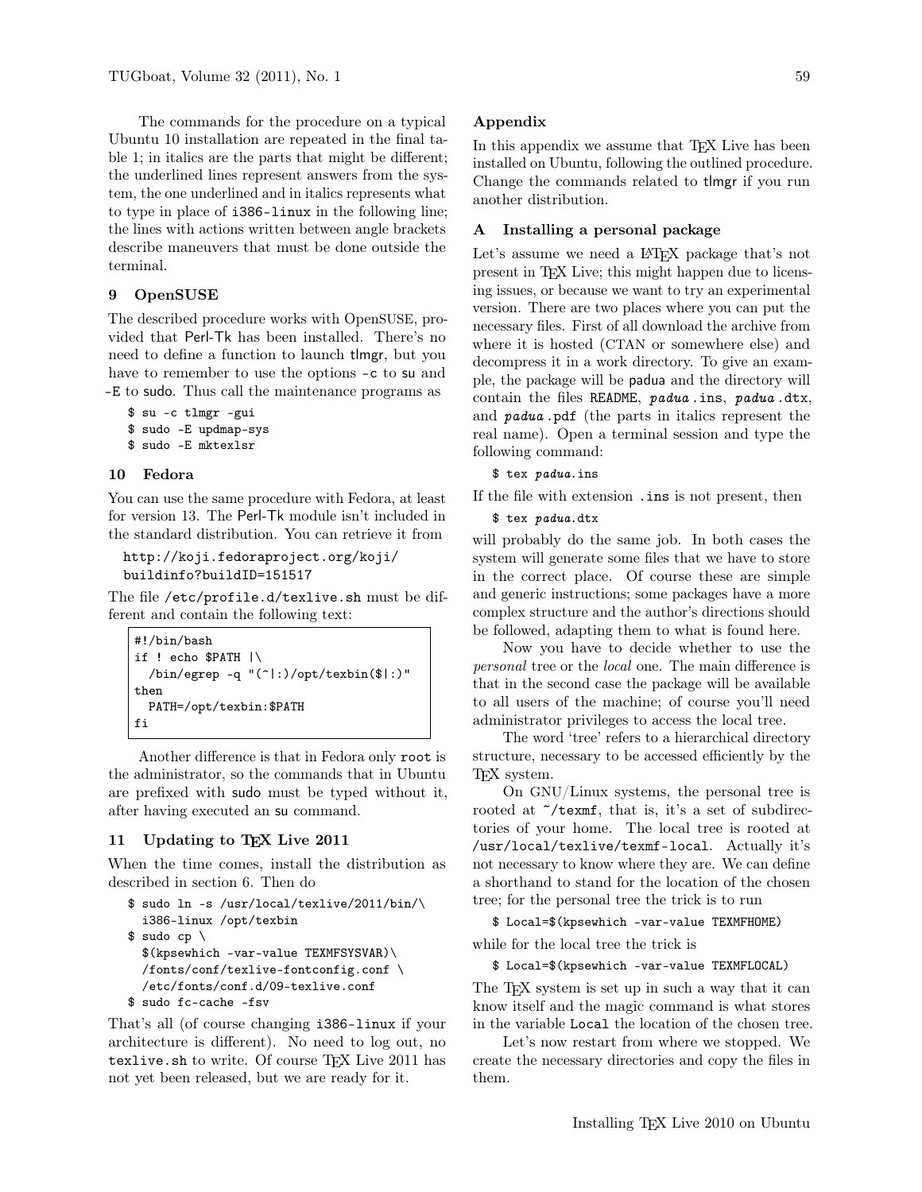The commands for the procedure on a typical Ubuntu 10 installation are repeated in the final table 1; in italics are the parts that might be different; the underlined lines represent answers from the system, the one underlined and in italics represents what to type in place of `i386-linux` in the following line; the lines with actions written between angle brackets describe maneuvers that must be done outside the terminal.

## 9 OpenSUSE

The described procedure works with OpenSUSE, provided that Perl-Tk has been installed. There's no need to define a function to launch tlmgr, but you have to remember to use the options `-c` to su and `-E` to sudo. Thus call the maintenance programs as

```
$ su -c tlmgr -gui
$ sudo -E updmap-sys
$ sudo -E mktexlsr
```

## 10 Fedora

You can use the same procedure with Fedora, at least for version 13. The Perl-Tk module isn't included in the standard distribution. You can retrieve it from

```
http://koji.fedoraproject.org/koji/
buildinfo?buildID=151517
```

The file `/etc/profile.d/texlive.sh` must be different and contain the following text:

```
#!/bin/bash
if ! echo $PATH |\
  /bin/egrep -q "(^|:)/opt/texbin($|:)"
then
  PATH=/opt/texbin:$PATH
fi
```

Another difference is that in Fedora only `root` is the administrator, so the commands that in Ubuntu are prefixed with sudo must be typed without it, after having executed an su command.

## 11 Updating to TEX Live 2011

When the time comes, install the distribution as described in section 6. Then do

```
$ sudo ln -s /usr/local/texlive/2011/bin/\
  i386-linux /opt/texbin
$ sudo cp \
  $(kpsewhich -var-value TEXMFSYSVAR)\
  /fonts/conf/texlive-fontconfig.conf \
  /etc/fonts/conf.d/09-texlive.conf
$ sudo fc-cache -fsv
```

That's all (of course changing `i386-linux` if your architecture is different). No need to log out, no `texlive.sh` to write. Of course TEX Live 2011 has not yet been released, but we are ready for it.

## Appendix

In this appendix we assume that TEX Live has been installed on Ubuntu, following the outlined procedure. Change the commands related to tlmgr if you run another distribution.

### A Installing a personal package

Let's assume we need a LATEX package that's not present in TEX Live; this might happen due to licensing issues, or because we want to try an experimental version. There are two places where you can put the necessary files. First of all download the archive from where it is hosted (CTAN or somewhere else) and decompress it in a work directory. To give an example, the package will be padua and the directory will contain the files `README`, ***padua***`.ins`, ***padua***`.dtx`, and ***padua***`.pdf` (the parts in italics represent the real name). Open a terminal session and type the following command:

```
$ tex padua.ins
```

If the file with extension `.ins` is not present, then

```
$ tex padua.dtx
```

will probably do the same job. In both cases the system will generate some files that we have to store in the correct place. Of course these are simple and generic instructions; some packages have a more complex structure and the author's directions should be followed, adapting them to what is found here.

Now you have to decide whether to use the *personal* tree or the *local* one. The main difference is that in the second case the package will be available to all users of the machine; of course you'll need administrator privileges to access the local tree.

The word 'tree' refers to a hierarchical directory structure, necessary to be accessed efficiently by the TEX system.

On GNU/Linux systems, the personal tree is rooted at `~/texmf`, that is, it's a set of subdirectories of your home. The local tree is rooted at `/usr/local/texlive/texmf-local`. Actually it's not necessary to know where they are. We can define a shorthand to stand for the location of the chosen tree; for the personal tree the trick is to run

```
$ Local=$(kpsewhich -var-value TEXMFHOME)
```

while for the local tree the trick is

```
$ Local=$(kpsewhich -var-value TEXMFLOCAL)
```

The TEX system is set up in such a way that it can know itself and the magic command is what stores in the variable `Local` the location of the chosen tree.

Let's now restart from where we stopped. We create the necessary directories and copy the files in them.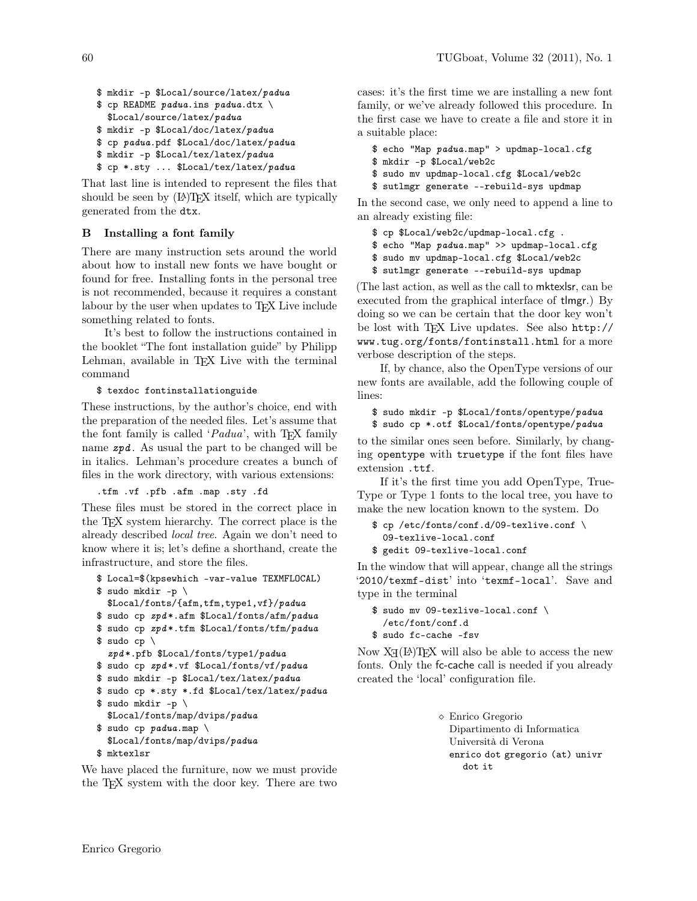```
$ mkdir -p $Local/source/latex/padua
$ cp README padua.ins padua.dtx \
  $Local/source/latex/padua
$ mkdir -p $Local/doc/latex/padua
$ cp padua.pdf $Local/doc/latex/padua
$ mkdir -p $Local/tex/latex/padua
$ cp *.sty ... $Local/tex/latex/padua
```

That last line is intended to represent the files that should be seen by (LA)TEX itself, which are typically generated from the dtx.

## B Installing a font family

There are many instruction sets around the world about how to install new fonts we have bought or found for free. Installing fonts in the personal tree is not recommended, because it requires a constant labour by the user when updates to TEX Live include something related to fonts.

It's best to follow the instructions contained in the booklet "The font installation guide" by Philipp Lehman, available in TEX Live with the terminal command

```
$ texdoc fontinstallationguide
```

These instructions, by the author's choice, end with the preparation of the needed files. Let's assume that the font family is called '*Padua*', with TEX family name ***zpd***. As usual the part to be changed will be in italics. Lehman's procedure creates a bunch of files in the work directory, with various extensions:

```
.tfm .vf .pfb .afm .map .sty .fd
```

These files must be stored in the correct place in the TEX system hierarchy. The correct place is the already described *local tree*. Again we don't need to know where it is; let's define a shorthand, create the infrastructure, and store the files.

```
$ Local=$(kpsewhich -var-value TEXMFLOCAL)
$ sudo mkdir -p \
  $Local/fonts/{afm,tfm,type1,vf}/padua
$ sudo cp zpd*.afm $Local/fonts/afm/padua
$ sudo cp zpd*.tfm $Local/fonts/tfm/padua
$ sudo cp \
  zpd*.pfb $Local/fonts/type1/padua
$ sudo cp zpd*.vf $Local/fonts/vf/padua
$ sudo mkdir -p $Local/tex/latex/padua
$ sudo cp *.sty *.fd $Local/tex/latex/padua
$ sudo mkdir -p \
  $Local/fonts/map/dvips/padua
$ sudo cp padua.map \
  $Local/fonts/map/dvips/padua
$ mktexlsr
```

We have placed the furniture, now we must provide the TEX system with the door key. There are two cases: it's the first time we are installing a new font family, or we've already followed this procedure. In the first case we have to create a file and store it in a suitable place:

```
$ echo "Map padua.map" > updmap-local.cfg
$ mkdir -p $Local/web2c
$ sudo mv updmap-local.cfg $Local/web2c
$ sutlmgr generate --rebuild-sys updmap
```

In the second case, we only need to append a line to an already existing file:

```
$ cp $Local/web2c/updmap-local.cfg .
$ echo "Map padua.map" >> updmap-local.cfg
$ sudo mv updmap-local.cfg $Local/web2c
$ sutlmgr generate --rebuild-sys updmap
```

(The last action, as well as the call to mktexlsr, can be executed from the graphical interface of tlmgr.) By doing so we can be certain that the door key won't be lost with TEX Live updates. See also http://www.tug.org/fonts/fontinstall.html for a more verbose description of the steps.

If, by chance, also the OpenType versions of our new fonts are available, add the following couple of lines:

```
$ sudo mkdir -p $Local/fonts/opentype/padua
$ sudo cp *.otf $Local/fonts/opentype/padua
```

to the similar ones seen before. Similarly, by changing opentype with truetype if the font files have extension .ttf.

If it's the first time you add OpenType, TrueType or Type 1 fonts to the local tree, you have to make the new location known to the system. Do

```
$ cp /etc/fonts/conf.d/09-texlive.conf \
  09-texlive-local.conf
$ gedit 09-texlive-local.conf
```

In the window that will appear, change all the strings '2010/texmf-dist' into 'texmf-local'. Save and type in the terminal

```
$ sudo mv 09-texlive-local.conf \
  /etc/font/conf.d
$ sudo fc-cache -fsv
```

Now XƎ(LA)TEX will also be able to access the new fonts. Only the fc-cache call is needed if you already created the 'local' configuration file.

◇ Enrico Gregorio
Dipartimento di Informatica
Università di Verona
enrico dot gregorio (at) univr dot it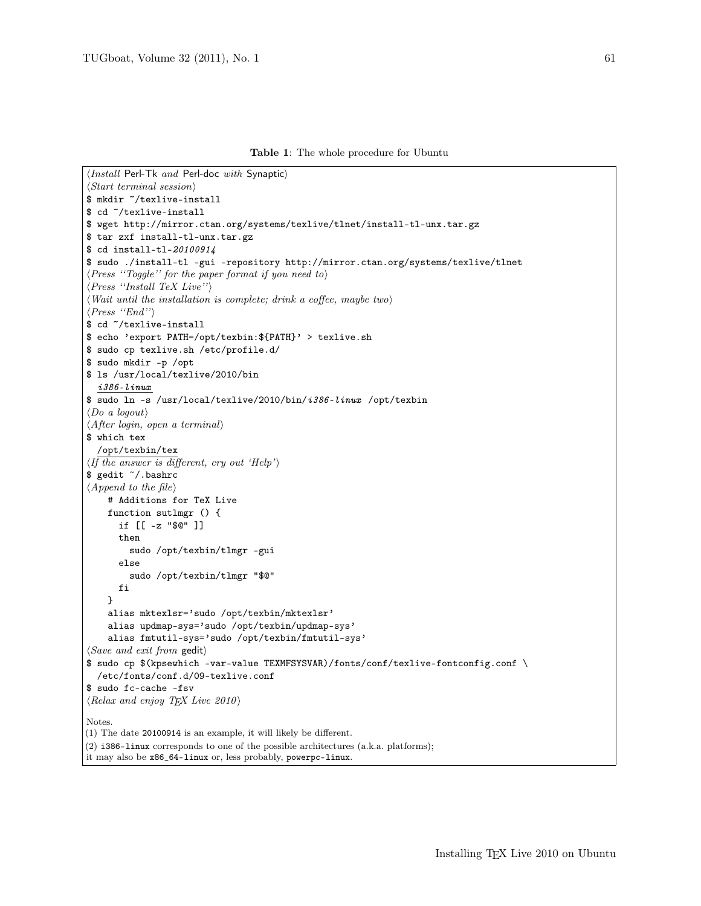**Table 1**: The whole procedure for Ubuntu

```
⟨Install Perl-Tk and Perl-doc with Synaptic⟩
⟨Start terminal session⟩
$ mkdir ~/texlive-install
$ cd ~/texlive-install
$ wget http://mirror.ctan.org/systems/texlive/tlnet/install-tl-unx.tar.gz
$ tar zxf install-tl-unx.tar.gz
$ cd install-tl-20100914
$ sudo ./install-tl -gui -repository http://mirror.ctan.org/systems/texlive/tlnet
⟨Press ''Toggle'' for the paper format if you need to⟩
⟨Press ''Install TeX Live''⟩
⟨Wait until the installation is complete; drink a coffee, maybe two⟩
⟨Press ''End''⟩
$ cd ~/texlive-install
$ echo 'export PATH=/opt/texbin:${PATH}' > texlive.sh
$ sudo cp texlive.sh /etc/profile.d/
$ sudo mkdir -p /opt
$ ls /usr/local/texlive/2010/bin
  i386-linux
$ sudo ln -s /usr/local/texlive/2010/bin/i386-linux /opt/texbin
⟨Do a logout⟩
⟨After login, open a terminal⟩
$ which tex
  /opt/texbin/tex
⟨If the answer is different, cry out 'Help'⟩
$ gedit ~/.bashrc
⟨Append to the file⟩
    # Additions for TeX Live
    function sutlmgr () {
      if [[ -z "$@" ]]
      then
        sudo /opt/texbin/tlmgr -gui
      else
        sudo /opt/texbin/tlmgr "$@"
      fi
    }
    alias mktexlsr='sudo /opt/texbin/mktexlsr'
    alias updmap-sys='sudo /opt/texbin/updmap-sys'
    alias fmtutil-sys='sudo /opt/texbin/fmtutil-sys'
⟨Save and exit from gedit⟩
$ sudo cp $(kpsewhich -var-value TEXMFSYSVAR)/fonts/conf/texlive-fontconfig.conf \
  /etc/fonts/conf.d/09-texlive.conf
$ sudo fc-cache -fsv
⟨Relax and enjoy TeX Live 2010⟩
```

Notes.
(1) The date 20100914 is an example, it will likely be different.
(2) i386-linux corresponds to one of the possible architectures (a.k.a. platforms); it may also be x86_64-linux or, less probably, powerpc-linux.